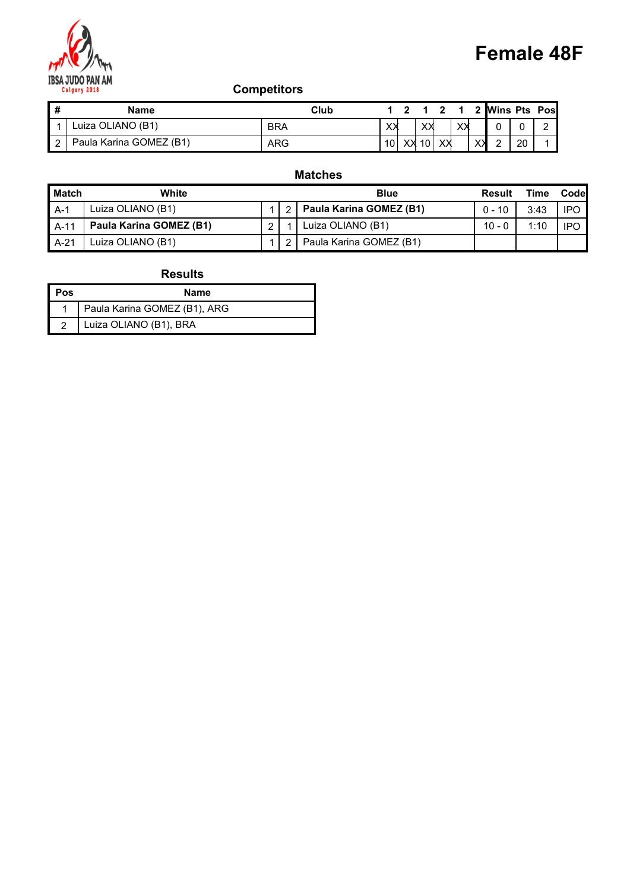IBSA JUDO PAN AM
Calgary 2018

# Female 48F

## Competitors

| # | Name | Club | 1 | 2 | 1 | 2 | 1 | 2 | Wins | Pts | Pos |
|---|---|---|---|---|---|---|---|---|---|---|---|
| 1 | Luiza OLIANO (B1) | BRA | XX | | XX | | XX | | 0 | 0 | 2 |
| 2 | Paula Karina GOMEZ (B1) | ARG | 10 | XX | 10 | XX | | XX | 2 | 20 | 1 |

## Matches

| Match | White | | | Blue | Result | Time | Code |
|---|---|---|---|---|---|---|---|
| A-1 | Luiza OLIANO (B1) | 1 | 2 | **Paula Karina GOMEZ (B1)** | 0 - 10 | 3:43 | IPO |
| A-11 | **Paula Karina GOMEZ (B1)** | 2 | 1 | Luiza OLIANO (B1) | 10 - 0 | 1:10 | IPO |
| A-21 | Luiza OLIANO (B1) | 1 | 2 | Paula Karina GOMEZ (B1) | | | |

## Results

| Pos | Name |
|---|---|
| 1 | Paula Karina GOMEZ (B1), ARG |
| 2 | Luiza OLIANO (B1), BRA |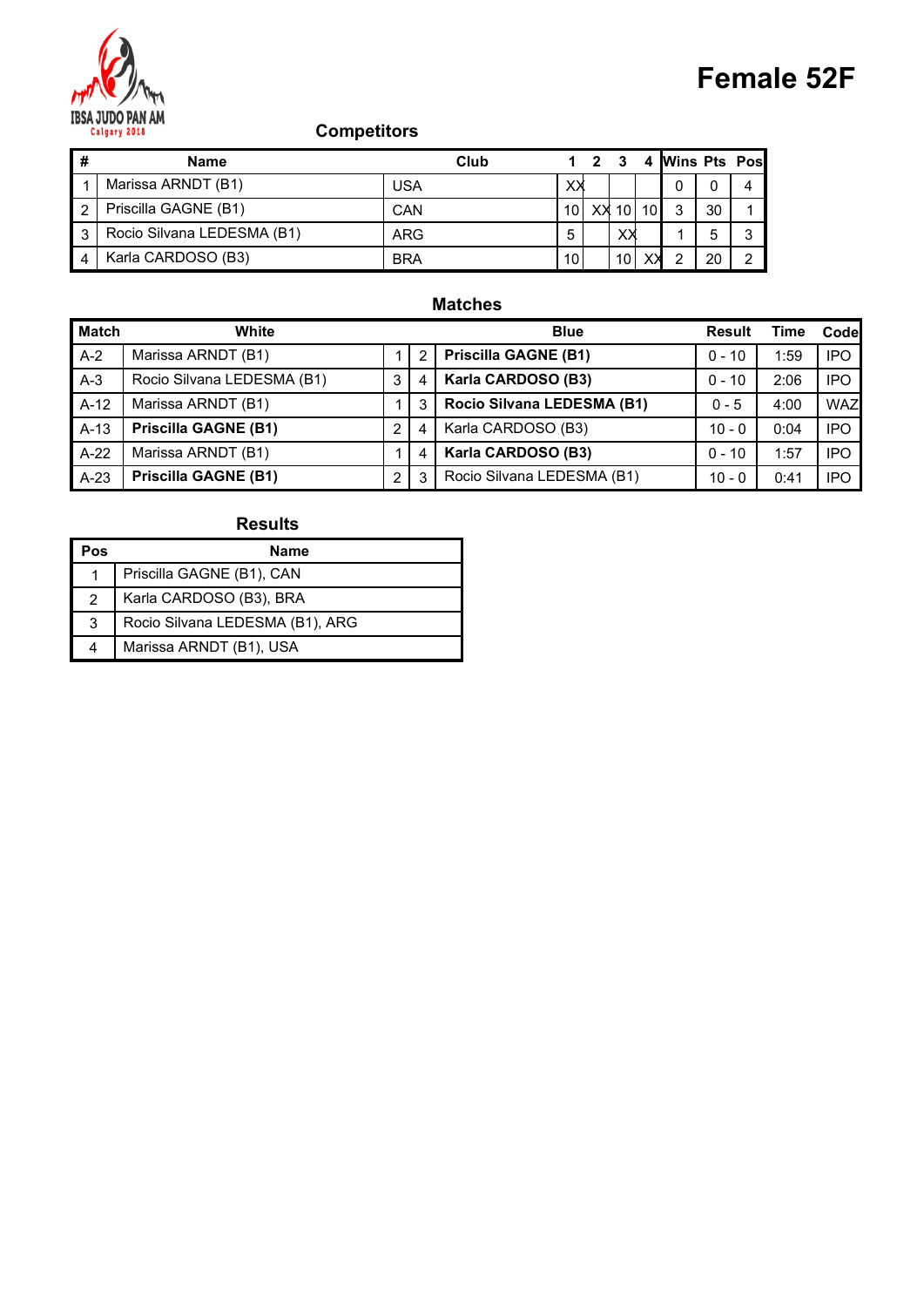IBSA JUDO PAN AM
Calgary 2018

# Female 52F

## Competitors

| # | Name | Club | 1 | 2 | 3 | 4 | Wins | Pts | Pos |
|---|---|---|---|---|---|---|---|---|---|
| 1 | Marissa ARNDT (B1) | USA | XX | | | | 0 | 0 | 4 |
| 2 | Priscilla GAGNE (B1) | CAN | 10 | XX | 10 | 10 | 3 | 30 | 1 |
| 3 | Rocio Silvana LEDESMA (B1) | ARG | 5 | | XX | | 1 | 5 | 3 |
| 4 | Karla CARDOSO (B3) | BRA | 10 | | 10 | XX | 2 | 20 | 2 |

## Matches

| Match | White | | | Blue | Result | Time | Code |
|---|---|---|---|---|---|---|---|
| A-2 | Marissa ARNDT (B1) | 1 | 2 | **Priscilla GAGNE (B1)** | 0 - 10 | 1:59 | IPO |
| A-3 | Rocio Silvana LEDESMA (B1) | 3 | 4 | **Karla CARDOSO (B3)** | 0 - 10 | 2:06 | IPO |
| A-12 | Marissa ARNDT (B1) | 1 | 3 | **Rocio Silvana LEDESMA (B1)** | 0 - 5 | 4:00 | WAZ |
| A-13 | **Priscilla GAGNE (B1)** | 2 | 4 | Karla CARDOSO (B3) | 10 - 0 | 0:04 | IPO |
| A-22 | Marissa ARNDT (B1) | 1 | 4 | **Karla CARDOSO (B3)** | 0 - 10 | 1:57 | IPO |
| A-23 | **Priscilla GAGNE (B1)** | 2 | 3 | Rocio Silvana LEDESMA (B1) | 10 - 0 | 0:41 | IPO |

## Results

| Pos | Name |
|---|---|
| 1 | Priscilla GAGNE (B1), CAN |
| 2 | Karla CARDOSO (B3), BRA |
| 3 | Rocio Silvana LEDESMA (B1), ARG |
| 4 | Marissa ARNDT (B1), USA |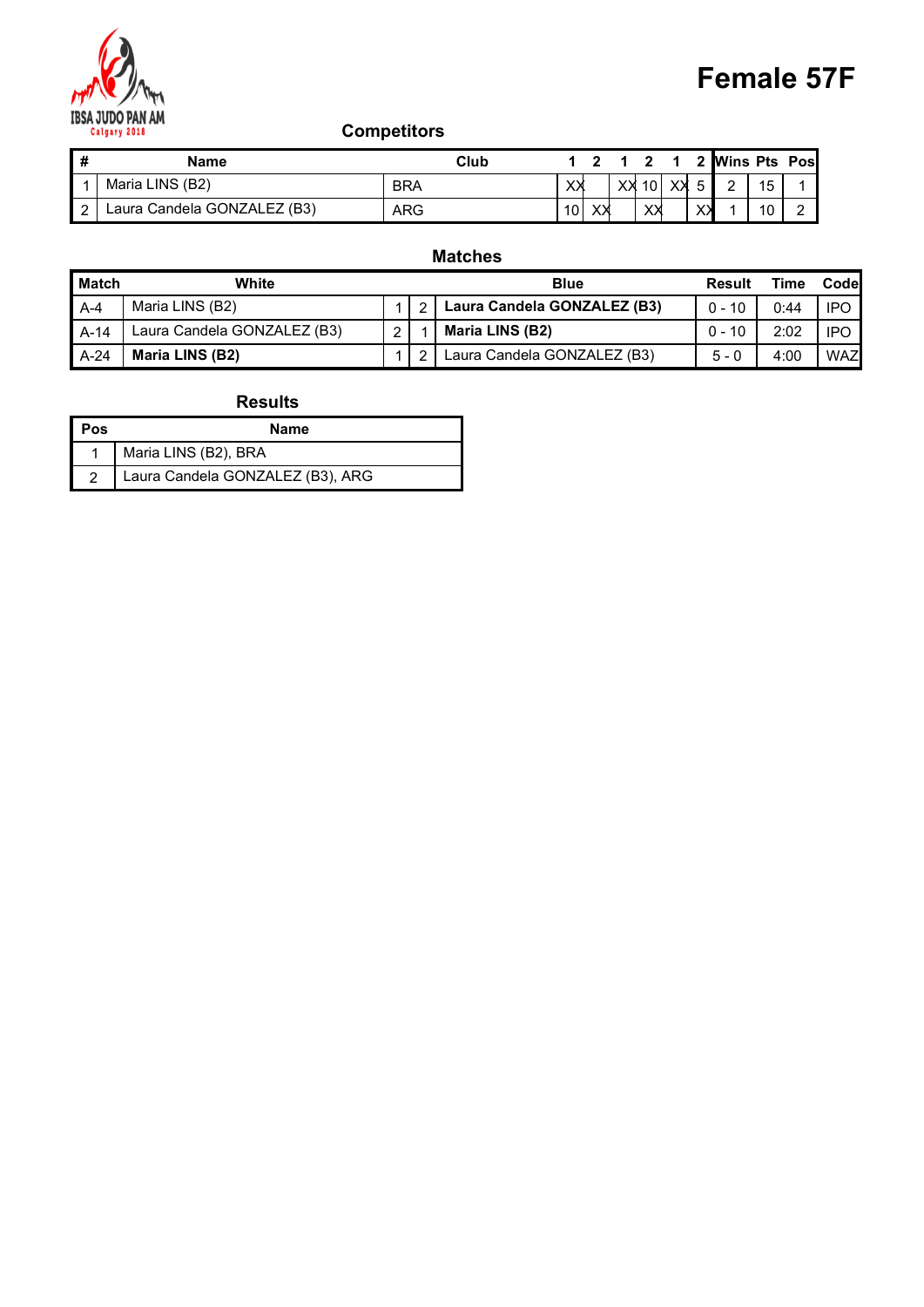IBSA JUDO PAN AM
Calgary 2018

# Female 57F

## Competitors

| # | Name | Club | 1 | 2 | 1 | 2 | 1 | 2 | Wins | Pts | Pos |
|---|---|---|---|---|---|---|---|---|---|---|---|
| 1 | Maria LINS (B2) | BRA | XX | | XX | 10 | XX | 5 | 2 | 15 | 1 |
| 2 | Laura Candela GONZALEZ (B3) | ARG | 10 | XX | | XX | | XX | 1 | 10 | 2 |

## Matches

| Match | White | | | Blue | Result | Time | Code |
|---|---|---|---|---|---|---|---|
| A-4 | Maria LINS (B2) | 1 | 2 | **Laura Candela GONZALEZ (B3)** | 0 - 10 | 0:44 | IPO |
| A-14 | Laura Candela GONZALEZ (B3) | 2 | 1 | **Maria LINS (B2)** | 0 - 10 | 2:02 | IPO |
| A-24 | **Maria LINS (B2)** | 1 | 2 | Laura Candela GONZALEZ (B3) | 5 - 0 | 4:00 | WAZ |

## Results

| Pos | Name |
|---|---|
| 1 | Maria LINS (B2), BRA |
| 2 | Laura Candela GONZALEZ (B3), ARG |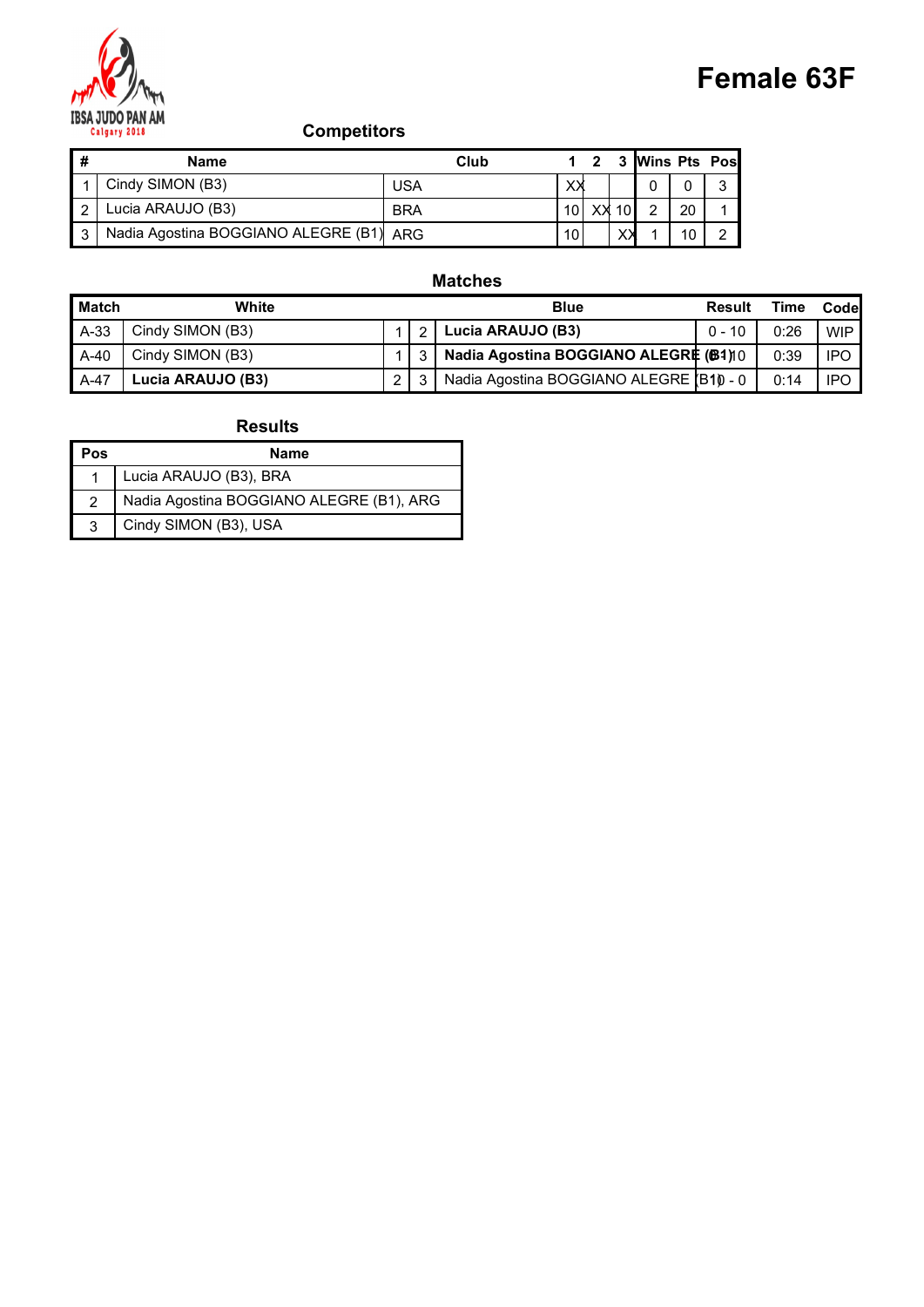# Female 63F

## Competitors

| # | Name | Club | 1 | 2 | 3 | Wins | Pts | Pos |
|---|---|---|---|---|---|---|---|---|
| 1 | Cindy SIMON (B3) | USA | XX | | | 0 | 0 | 3 |
| 2 | Lucia ARAUJO (B3) | BRA | 10 | XX | 10 | 2 | 20 | 1 |
| 3 | Nadia Agostina BOGGIANO ALEGRE (B1) | ARG | 10 | | XX | 1 | 10 | 2 |

## Matches

| Match | White | | | Blue | Result | Time | Code |
|---|---|---|---|---|---|---|---|
| A-33 | Cindy SIMON (B3) | 1 | 2 | **Lucia ARAUJO (B3)** | 0 - 10 | 0:26 | WIP |
| A-40 | Cindy SIMON (B3) | 1 | 3 | **Nadia Agostina BOGGIANO ALEGRE (B1)** | 0 - 10 | 0:39 | IPO |
| A-47 | **Lucia ARAUJO (B3)** | 2 | 3 | Nadia Agostina BOGGIANO ALEGRE (B1) | 10 - 0 | 0:14 | IPO |

## Results

| Pos | Name |
|---|---|
| 1 | Lucia ARAUJO (B3), BRA |
| 2 | Nadia Agostina BOGGIANO ALEGRE (B1), ARG |
| 3 | Cindy SIMON (B3), USA |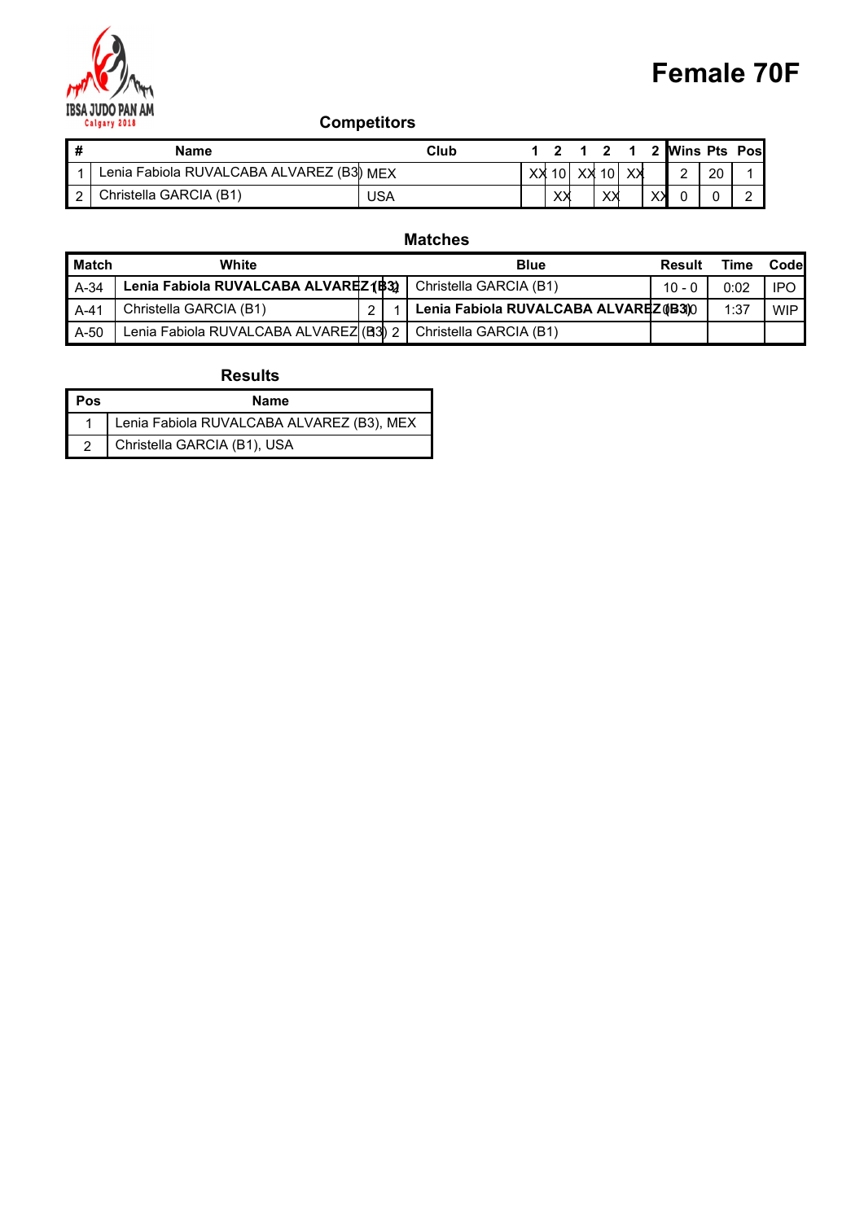IBSA JUDO PAN AM
Calgary 2018

# Female 70F

## Competitors

| # | Name | Club | 1 | 2 | 1 | 2 | 1 | 2 | Wins | Pts | Pos |
|---|---|---|---|---|---|---|---|---|---|---|---|
| 1 | Lenia Fabiola RUVALCABA ALVAREZ (B3) | MEX | XX | 10 | XX | 10 | XX | | 2 | 20 | 1 |
| 2 | Christella GARCIA (B1) | USA | | XX | | XX | | XX | 0 | 0 | 2 |

## Matches

| Match | White | | | Blue | Result | Time | Code |
|---|---|---|---|---|---|---|---|
| A-34 | **Lenia Fabiola RUVALCABA ALVAREZ (B3)** | 1 | 2 | Christella GARCIA (B1) | 10 - 0 | 0:02 | IPO |
| A-41 | Christella GARCIA (B1) | 2 | 1 | **Lenia Fabiola RUVALCABA ALVAREZ (B3)** | 10 - 0 | 1:37 | WIP |
| A-50 | Lenia Fabiola RUVALCABA ALVAREZ (B3) | 1 | 2 | Christella GARCIA (B1) | | | |

## Results

| Pos | Name |
|---|---|
| 1 | Lenia Fabiola RUVALCABA ALVAREZ (B3), MEX |
| 2 | Christella GARCIA (B1), USA |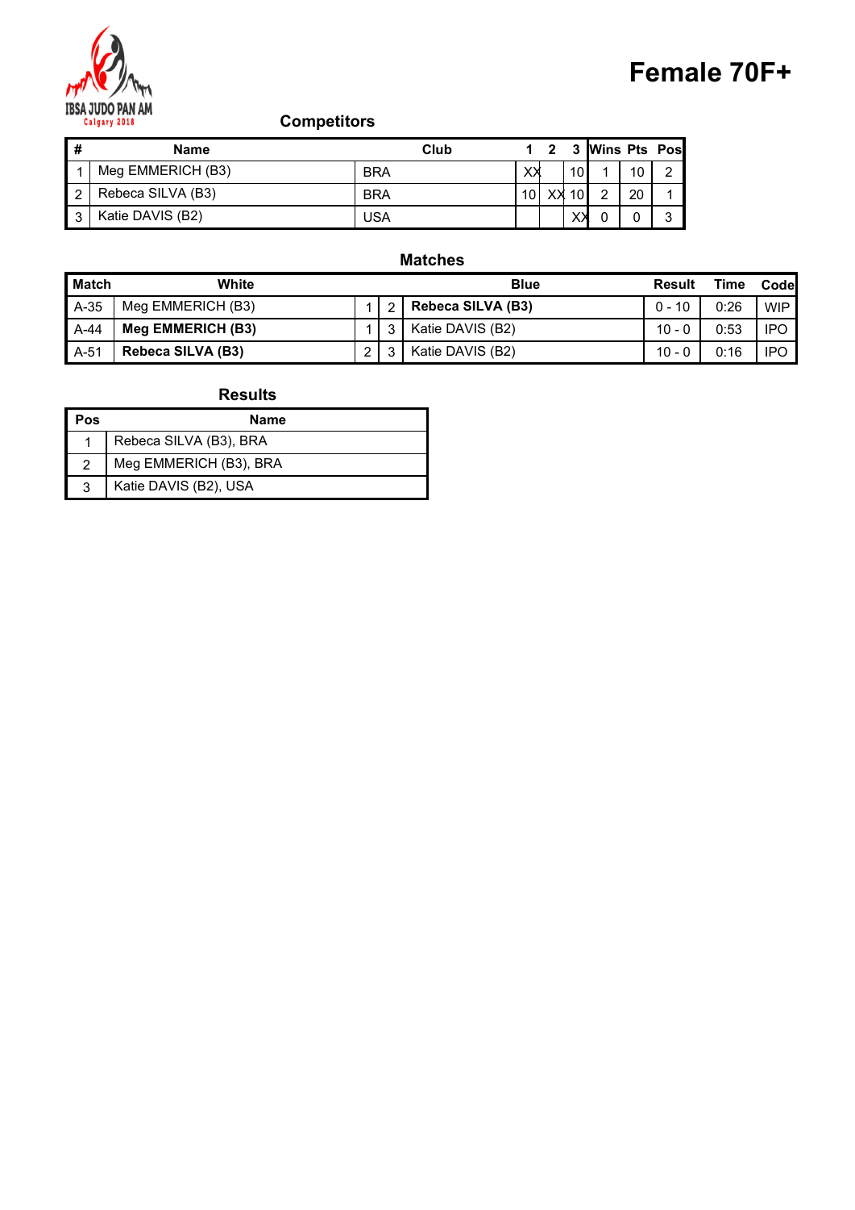IBSA JUDO PAN AM
Calgary 2018

# Female 70F+

## Competitors

| # | Name | Club | 1 | 2 | 3 | Wins | Pts | Pos |
|---|---|---|---|---|---|---|---|---|
| 1 | Meg EMMERICH (B3) | BRA | XX | | 10 | 1 | 10 | 2 |
| 2 | Rebeca SILVA (B3) | BRA | 10 | XX | 10 | 2 | 20 | 1 |
| 3 | Katie DAVIS (B2) | USA | | | XX | 0 | 0 | 3 |

## Matches

| Match | White | | | Blue | Result | Time | Code |
|---|---|---|---|---|---|---|---|
| A-35 | Meg EMMERICH (B3) | 1 | 2 | **Rebeca SILVA (B3)** | 0 - 10 | 0:26 | WIP |
| A-44 | **Meg EMMERICH (B3)** | 1 | 3 | Katie DAVIS (B2) | 10 - 0 | 0:53 | IPO |
| A-51 | **Rebeca SILVA (B3)** | 2 | 3 | Katie DAVIS (B2) | 10 - 0 | 0:16 | IPO |

## Results

| Pos | Name |
|---|---|
| 1 | Rebeca SILVA (B3), BRA |
| 2 | Meg EMMERICH (B3), BRA |
| 3 | Katie DAVIS (B2), USA |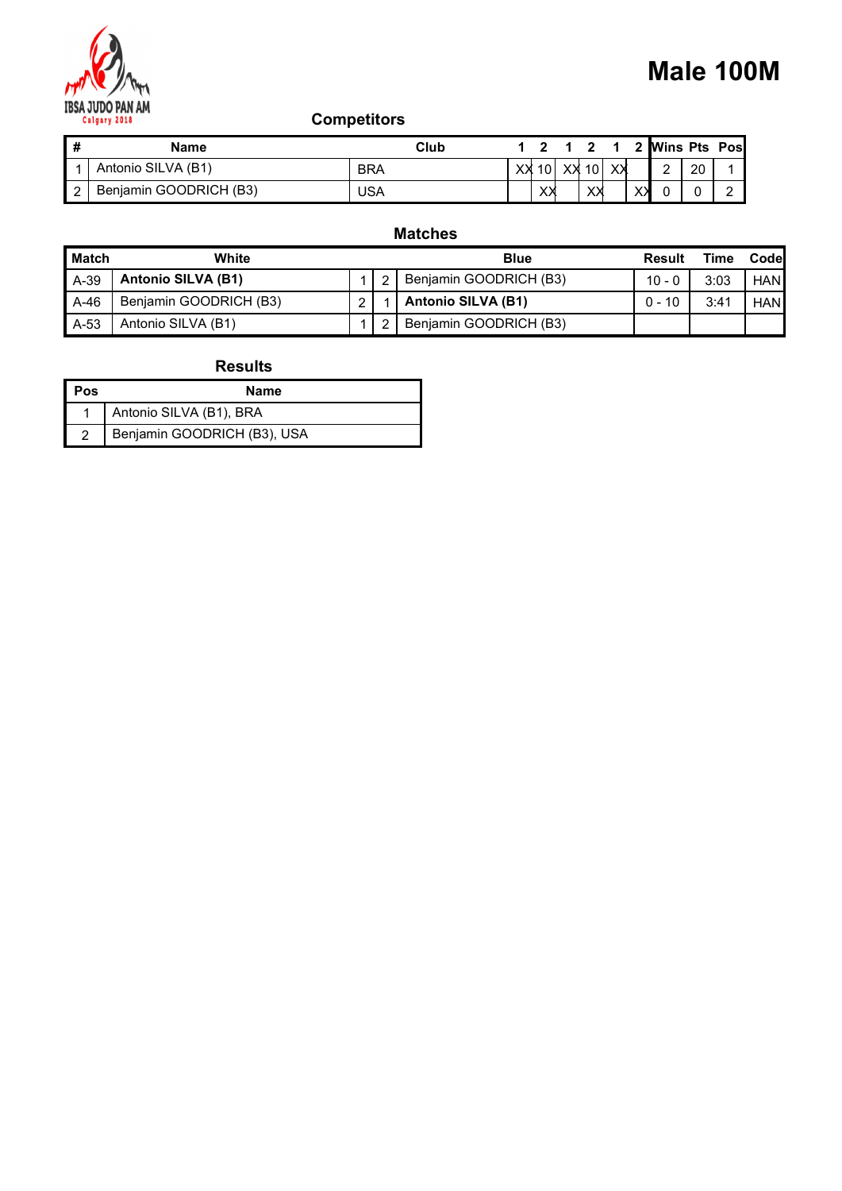# Male 100M

IBSA JUDO PAN AM
Calgary 2018

## Competitors

| # | Name | Club | 1 | 2 | 1 | 2 | 1 | 2 | Wins | Pts | Pos |
|---|---|---|---|---|---|---|---|---|---|---|---|
| 1 | Antonio SILVA (B1) | BRA | XX | 10 | XX | 10 | XX | | 2 | 20 | 1 |
| 2 | Benjamin GOODRICH (B3) | USA | | XX | | XX | | XX | 0 | 0 | 2 |

## Matches

| Match | White | | | Blue | Result | Time | Code |
|---|---|---|---|---|---|---|---|
| A-39 | **Antonio SILVA (B1)** | 1 | 2 | Benjamin GOODRICH (B3) | 10 - 0 | 3:03 | HAN |
| A-46 | Benjamin GOODRICH (B3) | 2 | 1 | **Antonio SILVA (B1)** | 0 - 10 | 3:41 | HAN |
| A-53 | Antonio SILVA (B1) | 1 | 2 | Benjamin GOODRICH (B3) | | | |

## Results

| Pos | Name |
|---|---|
| 1 | Antonio SILVA (B1), BRA |
| 2 | Benjamin GOODRICH (B3), USA |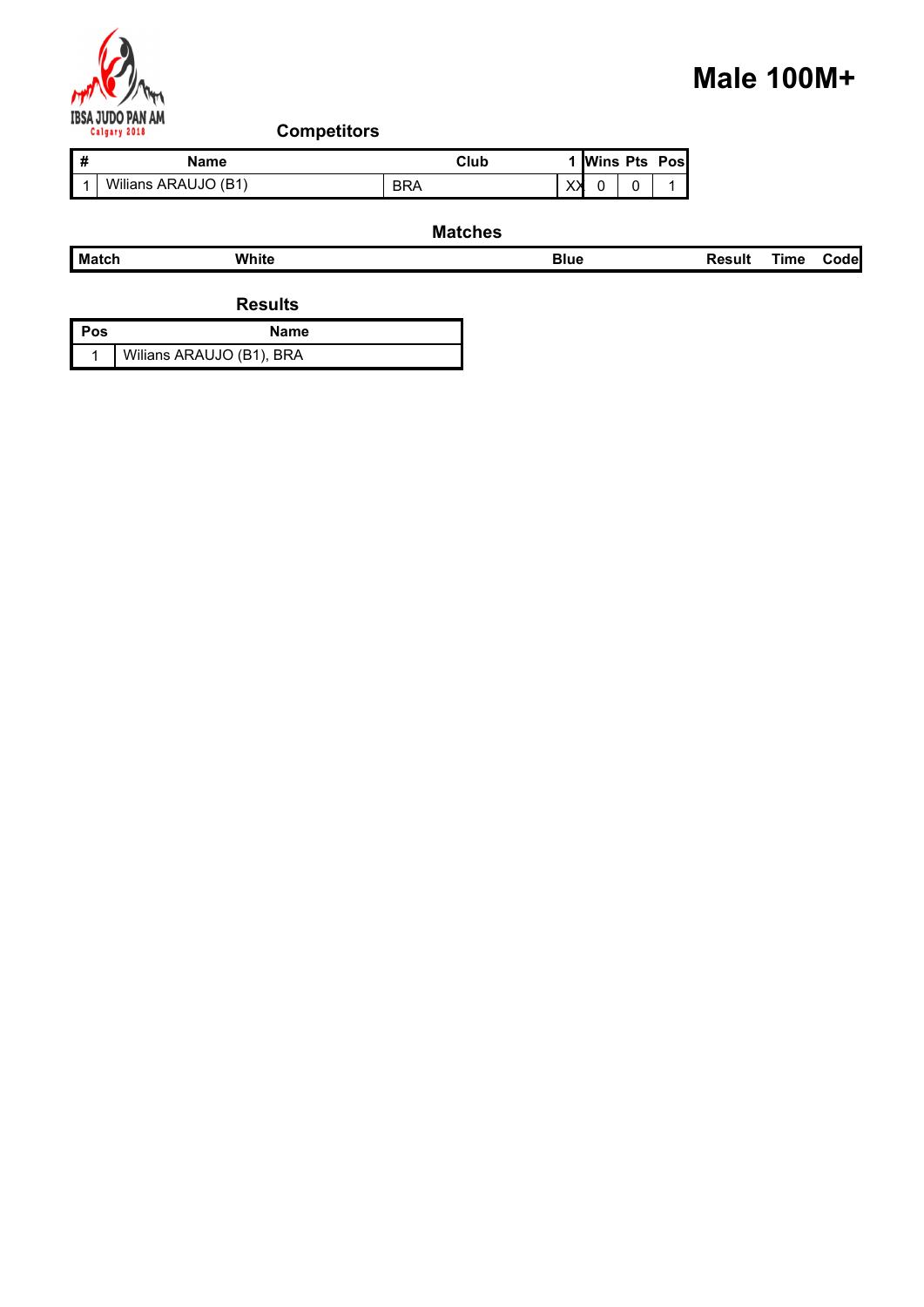IBSA JUDO PAN AM
Calgary 2018

# Male 100M+

## Competitors

| # | Name | Club | 1 | Wins | Pts | Pos |
|---|---|---|---|---|---|---|
| 1 | Wilians ARAUJO (B1) | BRA | XX | 0 | 0 | 1 |

## Matches

| Match | White | Blue | Result | Time | Code |
|---|---|---|---|---|---|

## Results

| Pos | Name |
|---|---|
| 1 | Wilians ARAUJO (B1), BRA |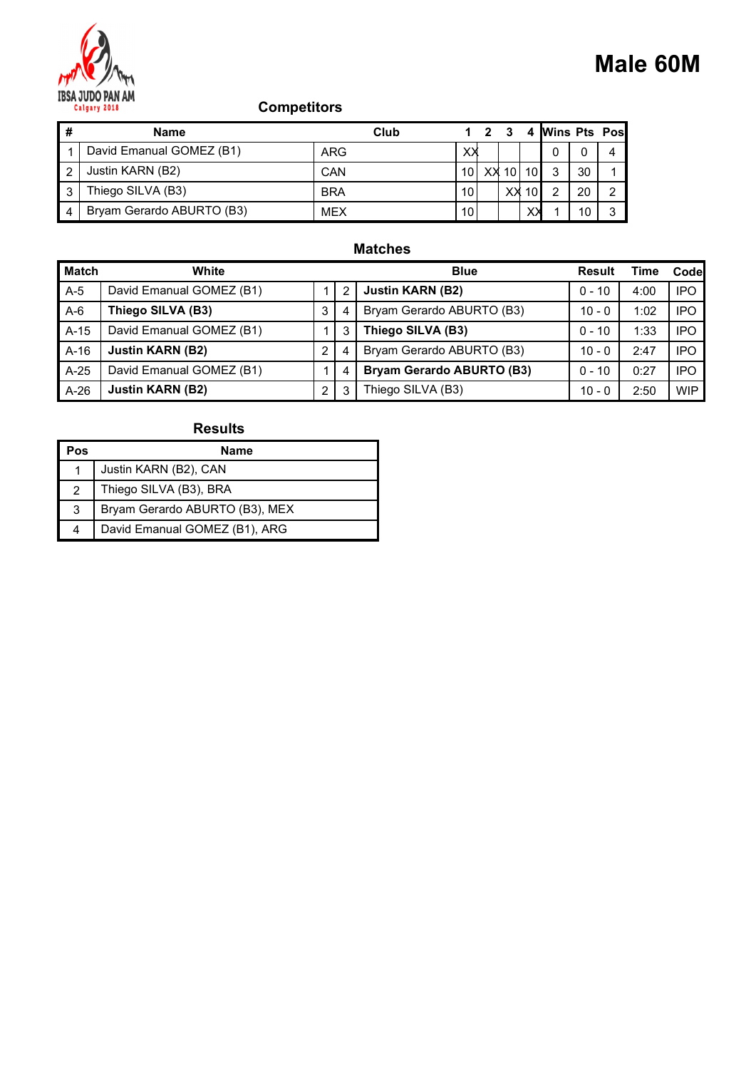# Male 60M

IBSA JUDO PAN AM
Calgary 2018

## Competitors

| # | Name | Club | 1 | 2 | 3 | 4 | Wins | Pts | Pos |
|---|---|---|---|---|---|---|---|---|---|
| 1 | David Emanual GOMEZ (B1) | ARG | XX | | | | 0 | 0 | 4 |
| 2 | Justin KARN (B2) | CAN | 10 | XX | 10 | 10 | 3 | 30 | 1 |
| 3 | Thiego SILVA (B3) | BRA | 10 | | XX | 10 | 2 | 20 | 2 |
| 4 | Bryam Gerardo ABURTO (B3) | MEX | 10 | | | XX | 1 | 10 | 3 |

## Matches

| Match | White | | | Blue | Result | Time | Code |
|---|---|---|---|---|---|---|---|
| A-5 | David Emanual GOMEZ (B1) | 1 | 2 | **Justin KARN (B2)** | 0 - 10 | 4:00 | IPO |
| A-6 | **Thiego SILVA (B3)** | 3 | 4 | Bryam Gerardo ABURTO (B3) | 10 - 0 | 1:02 | IPO |
| A-15 | David Emanual GOMEZ (B1) | 1 | 3 | **Thiego SILVA (B3)** | 0 - 10 | 1:33 | IPO |
| A-16 | **Justin KARN (B2)** | 2 | 4 | Bryam Gerardo ABURTO (B3) | 10 - 0 | 2:47 | IPO |
| A-25 | David Emanual GOMEZ (B1) | 1 | 4 | **Bryam Gerardo ABURTO (B3)** | 0 - 10 | 0:27 | IPO |
| A-26 | **Justin KARN (B2)** | 2 | 3 | Thiego SILVA (B3) | 10 - 0 | 2:50 | WIP |

## Results

| Pos | Name |
|---|---|
| 1 | Justin KARN (B2), CAN |
| 2 | Thiego SILVA (B3), BRA |
| 3 | Bryam Gerardo ABURTO (B3), MEX |
| 4 | David Emanual GOMEZ (B1), ARG |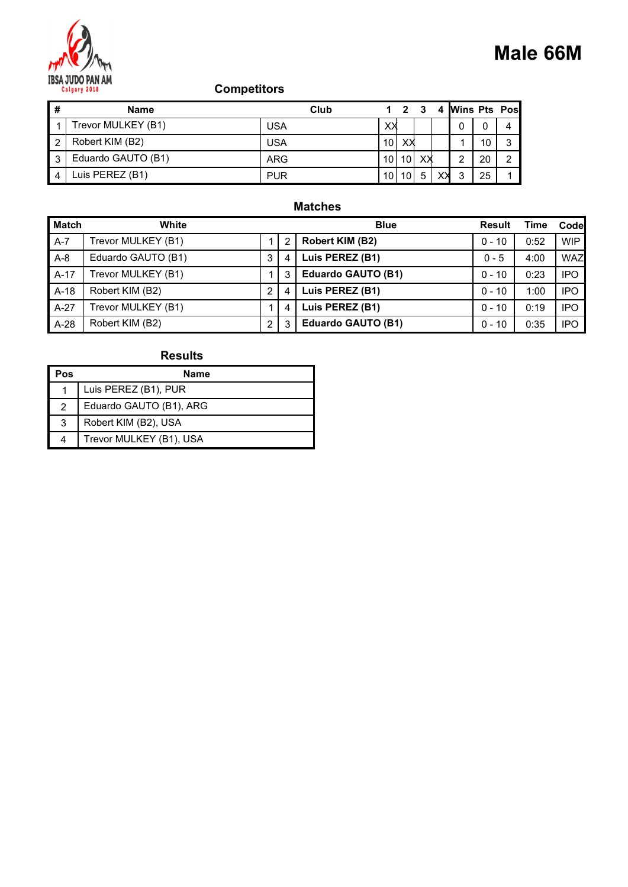# Male 66M

IBSA JUDO PAN AM
Calgary 2018

## Competitors

| # | Name | Club | 1 | 2 | 3 | 4 | Wins | Pts | Pos |
|---|---|---|---|---|---|---|---|---|---|
| 1 | Trevor MULKEY (B1) | USA | XX | | | | 0 | 0 | 4 |
| 2 | Robert KIM (B2) | USA | 10 | XX | | | 1 | 10 | 3 |
| 3 | Eduardo GAUTO (B1) | ARG | 10 | 10 | XX | | 2 | 20 | 2 |
| 4 | Luis PEREZ (B1) | PUR | 10 | 10 | 5 | XX | 3 | 25 | 1 |

## Matches

| Match | White | | | Blue | Result | Time | Code |
|---|---|---|---|---|---|---|---|
| A-7 | Trevor MULKEY (B1) | 1 | 2 | **Robert KIM (B2)** | 0 - 10 | 0:52 | WIP |
| A-8 | Eduardo GAUTO (B1) | 3 | 4 | **Luis PEREZ (B1)** | 0 - 5 | 4:00 | WAZ |
| A-17 | Trevor MULKEY (B1) | 1 | 3 | **Eduardo GAUTO (B1)** | 0 - 10 | 0:23 | IPO |
| A-18 | Robert KIM (B2) | 2 | 4 | **Luis PEREZ (B1)** | 0 - 10 | 1:00 | IPO |
| A-27 | Trevor MULKEY (B1) | 1 | 4 | **Luis PEREZ (B1)** | 0 - 10 | 0:19 | IPO |
| A-28 | Robert KIM (B2) | 2 | 3 | **Eduardo GAUTO (B1)** | 0 - 10 | 0:35 | IPO |

## Results

| Pos | Name |
|---|---|
| 1 | Luis PEREZ (B1), PUR |
| 2 | Eduardo GAUTO (B1), ARG |
| 3 | Robert KIM (B2), USA |
| 4 | Trevor MULKEY (B1), USA |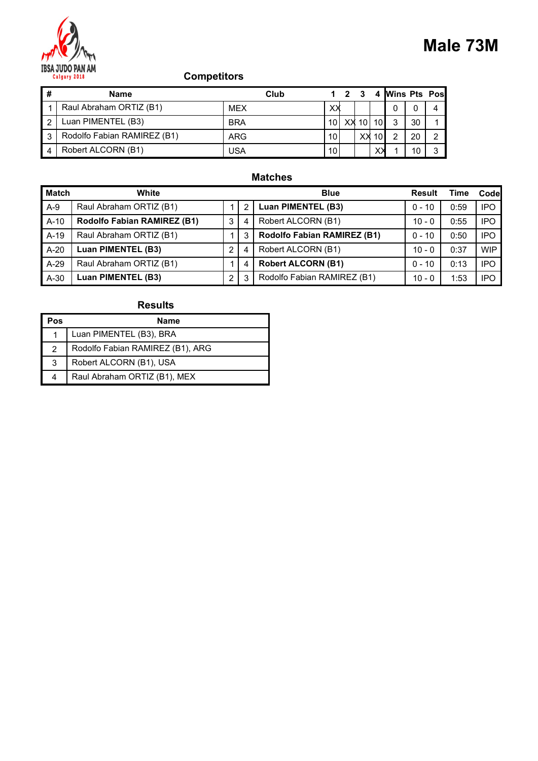IBSA JUDO PAN AM
Calgary 2018

# Male 73M

## Competitors

| # | Name | Club | 1 | 2 | 3 | 4 | Wins | Pts | Pos |
|---|---|---|---|---|---|---|---|---|---|
| 1 | Raul Abraham ORTIZ (B1) | MEX | XX | | | | 0 | 0 | 4 |
| 2 | Luan PIMENTEL (B3) | BRA | 10 | XX | 10 | 10 | 3 | 30 | 1 |
| 3 | Rodolfo Fabian RAMIREZ (B1) | ARG | 10 | | XX | 10 | 2 | 20 | 2 |
| 4 | Robert ALCORN (B1) | USA | 10 | | | XX | 1 | 10 | 3 |

## Matches

| Match | White | | | Blue | Result | Time | Code |
|---|---|---|---|---|---|---|---|
| A-9 | Raul Abraham ORTIZ (B1) | 1 | 2 | **Luan PIMENTEL (B3)** | 0 - 10 | 0:59 | IPO |
| A-10 | **Rodolfo Fabian RAMIREZ (B1)** | 3 | 4 | Robert ALCORN (B1) | 10 - 0 | 0:55 | IPO |
| A-19 | Raul Abraham ORTIZ (B1) | 1 | 3 | **Rodolfo Fabian RAMIREZ (B1)** | 0 - 10 | 0:50 | IPO |
| A-20 | **Luan PIMENTEL (B3)** | 2 | 4 | Robert ALCORN (B1) | 10 - 0 | 0:37 | WIP |
| A-29 | Raul Abraham ORTIZ (B1) | 1 | 4 | **Robert ALCORN (B1)** | 0 - 10 | 0:13 | IPO |
| A-30 | **Luan PIMENTEL (B3)** | 2 | 3 | Rodolfo Fabian RAMIREZ (B1) | 10 - 0 | 1:53 | IPO |

## Results

| Pos | Name |
|---|---|
| 1 | Luan PIMENTEL (B3), BRA |
| 2 | Rodolfo Fabian RAMIREZ (B1), ARG |
| 3 | Robert ALCORN (B1), USA |
| 4 | Raul Abraham ORTIZ (B1), MEX |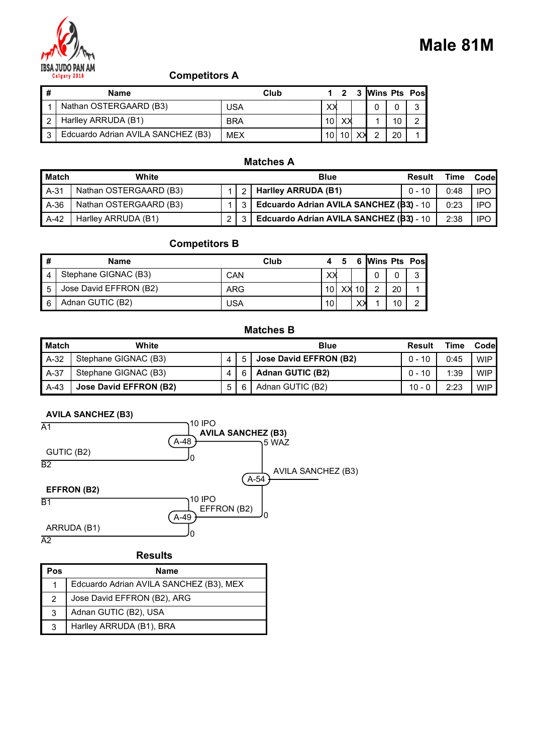IBSA JUDO PAN AM
Calgary 2018

# Male 81M

### Competitors A

| # | Name | Club | 1 | 2 | 3 | Wins | Pts | Pos |
|---|---|---|---|---|---|---|---|---|
| 1 | Nathan OSTERGAARD (B3) | USA | XX | | | 0 | 0 | 3 |
| 2 | Harlley ARRUDA (B1) | BRA | 10 | XX | | 1 | 10 | 2 |
| 3 | Edcuardo Adrian AVILA SANCHEZ (B3) | MEX | 10 | 10 | XX | 2 | 20 | 1 |

### Matches A

| Match | White | | | Blue | Result | Time | Code |
|---|---|---|---|---|---|---|---|
| A-31 | Nathan OSTERGAARD (B3) | 1 | 2 | **Harlley ARRUDA (B1)** | 0 - 10 | 0:48 | IPO |
| A-36 | Nathan OSTERGAARD (B3) | 1 | 3 | **Edcuardo Adrian AVILA SANCHEZ (B3)** | 0 - 10 | 0:23 | IPO |
| A-42 | Harlley ARRUDA (B1) | 2 | 3 | **Edcuardo Adrian AVILA SANCHEZ (B3)** | 0 - 10 | 2:38 | IPO |

### Competitors B

| # | Name | Club | 4 | 5 | 6 | Wins | Pts | Pos |
|---|---|---|---|---|---|---|---|---|
| 4 | Stephane GIGNAC (B3) | CAN | XX | | | 0 | 0 | 3 |
| 5 | Jose David EFFRON (B2) | ARG | 10 | XX | 10 | 2 | 20 | 1 |
| 6 | Adnan GUTIC (B2) | USA | 10 | | XX | 1 | 10 | 2 |

### Matches B

| Match | White | | | Blue | Result | Time | Code |
|---|---|---|---|---|---|---|---|
| A-32 | Stephane GIGNAC (B3) | 4 | 5 | **Jose David EFFRON (B2)** | 0 - 10 | 0:45 | WIP |
| A-37 | Stephane GIGNAC (B3) | 4 | 6 | **Adnan GUTIC (B2)** | 0 - 10 | 1:39 | WIP |
| A-43 | **Jose David EFFRON (B2)** | 5 | 6 | Adnan GUTIC (B2) | 10 - 0 | 2:23 | WIP |

**AVILA SANCHEZ (B3)**
A1 — 10 IPO

A-48: **AVILA SANCHEZ (B3)** — 5 WAZ

GUTIC (B2)
B2 — 0

A-54: AVILA SANCHEZ (B3)

**EFFRON (B2)**
B1 — 10 IPO

A-49: EFFRON (B2) — 0

ARRUDA (B1)
A2 — 0

### Results

| Pos | Name |
|---|---|
| 1 | Edcuardo Adrian AVILA SANCHEZ (B3), MEX |
| 2 | Jose David EFFRON (B2), ARG |
| 3 | Adnan GUTIC (B2), USA |
| 3 | Harlley ARRUDA (B1), BRA |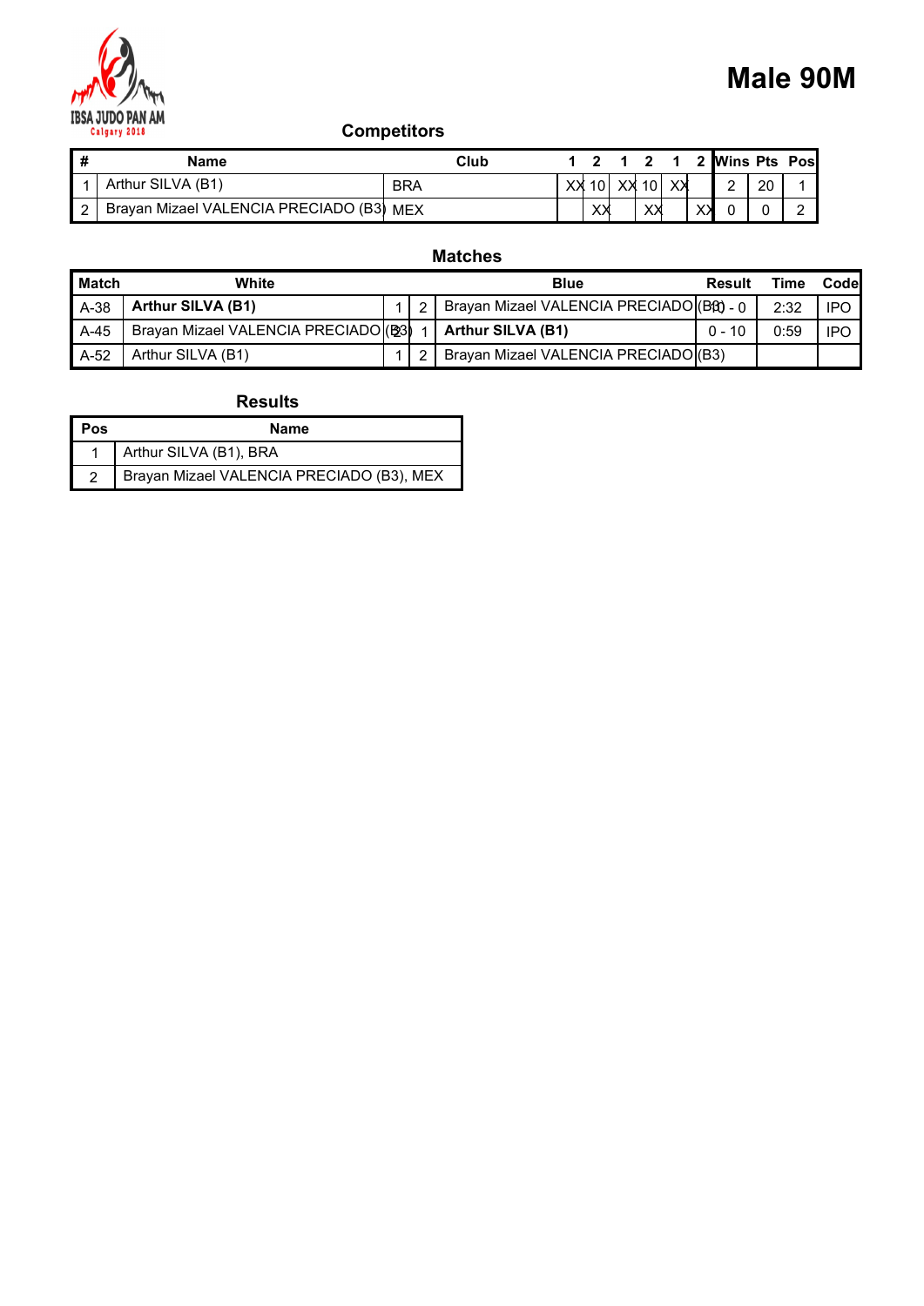IBSA JUDO PAN AM
Calgary 2018

# Male 90M

## Competitors

| # | Name | Club | 1 | 2 | 1 | 2 | 1 | 2 | Wins | Pts | Pos |
|---|---|---|---|---|---|---|---|---|---|---|---|
| 1 | Arthur SILVA (B1) | BRA | XX | 10 | XX | 10 | XX | | 2 | 20 | 1 |
| 2 | Brayan Mizael VALENCIA PRECIADO (B3) | MEX | | XX | | XX | | XX | 0 | 0 | 2 |

## Matches

| Match | White | | | Blue | Result | Time | Code |
|---|---|---|---|---|---|---|---|
| A-38 | **Arthur SILVA (B1)** | 1 | 2 | Brayan Mizael VALENCIA PRECIADO (B3) | 10 - 0 | 2:32 | IPO |
| A-45 | Brayan Mizael VALENCIA PRECIADO (B3) | 2 | 1 | **Arthur SILVA (B1)** | 0 - 10 | 0:59 | IPO |
| A-52 | Arthur SILVA (B1) | 1 | 2 | Brayan Mizael VALENCIA PRECIADO (B3) | | | |

## Results

| Pos | Name |
|---|---|
| 1 | Arthur SILVA (B1), BRA |
| 2 | Brayan Mizael VALENCIA PRECIADO (B3), MEX |